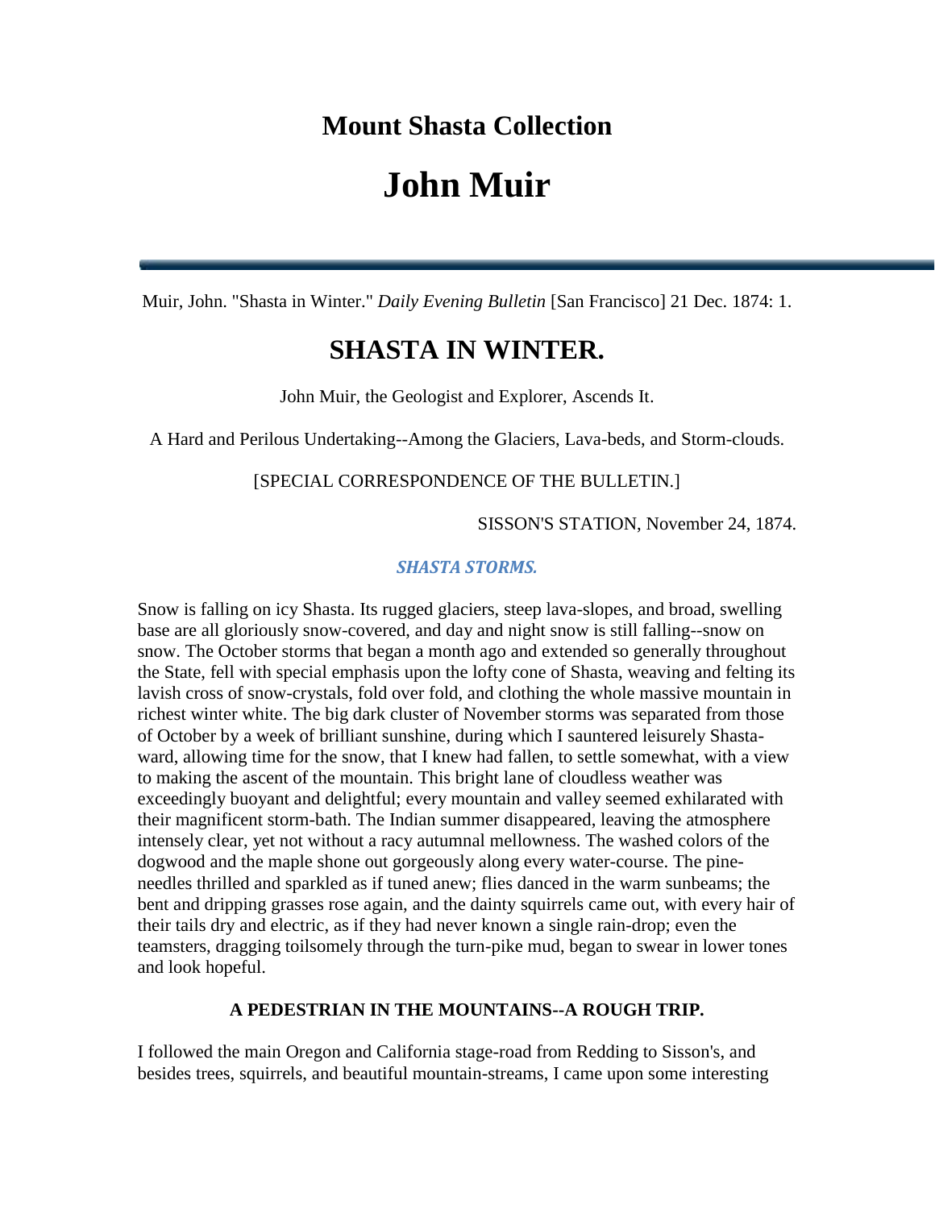# Mount Shasta Collection

# John Muir

---

Muir, John. "Shasta in Winter." *Daily Evening Bulletin* [San Francisco] 21 Dec. 1874: 1.

## SHASTA IN WINTER.

John Muir, the Geologist and Explorer, Ascends It.

A Hard and Perilous Undertaking--Among the Glaciers, Lava-beds, and Storm-clouds.

[SPECIAL CORRESPONDENCE OF THE BULLETIN.]

SISSON'S STATION, November 24, 1874.

### *SHASTA STORMS.*

Snow is falling on icy Shasta. Its rugged glaciers, steep lava-slopes, and broad, swelling base are all gloriously snow-covered, and day and night snow is still falling--snow on snow. The October storms that began a month ago and extended so generally throughout the State, fell with special emphasis upon the lofty cone of Shasta, weaving and felting its lavish cross of snow-crystals, fold over fold, and clothing the whole massive mountain in richest winter white. The big dark cluster of November storms was separated from those of October by a week of brilliant sunshine, during which I sauntered leisurely Shasta-ward, allowing time for the snow, that I knew had fallen, to settle somewhat, with a view to making the ascent of the mountain. This bright lane of cloudless weather was exceedingly buoyant and delightful; every mountain and valley seemed exhilarated with their magnificent storm-bath. The Indian summer disappeared, leaving the atmosphere intensely clear, yet not without a racy autumnal mellowness. The washed colors of the dogwood and the maple shone out gorgeously along every water-course. The pine-needles thrilled and sparkled as if tuned anew; flies danced in the warm sunbeams; the bent and dripping grasses rose again, and the dainty squirrels came out, with every hair of their tails dry and electric, as if they had never known a single rain-drop; even the teamsters, dragging toilsomely through the turn-pike mud, began to swear in lower tones and look hopeful.

### A PEDESTRIAN IN THE MOUNTAINS--A ROUGH TRIP.

I followed the main Oregon and California stage-road from Redding to Sisson's, and besides trees, squirrels, and beautiful mountain-streams, I came upon some interesting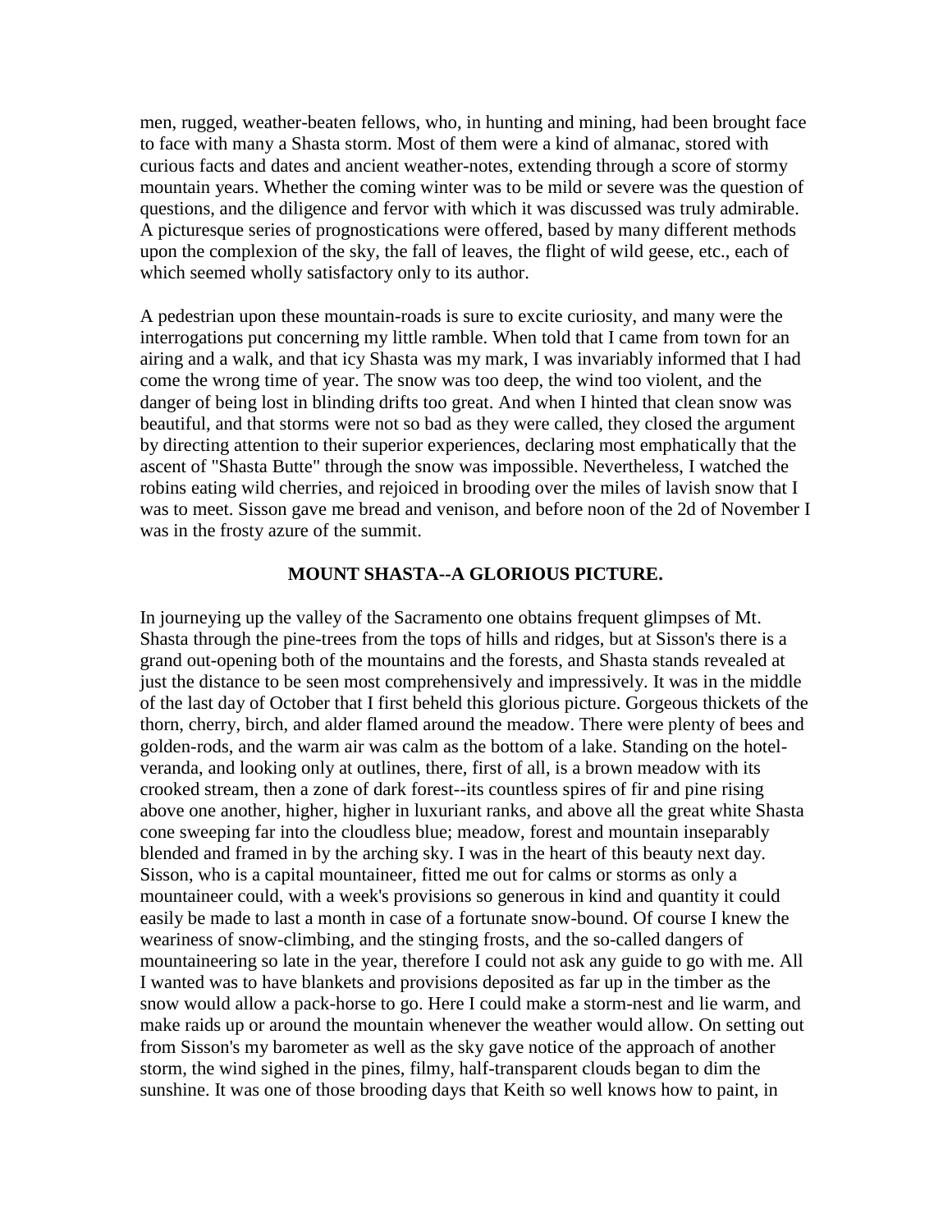men, rugged, weather-beaten fellows, who, in hunting and mining, had been brought face to face with many a Shasta storm. Most of them were a kind of almanac, stored with curious facts and dates and ancient weather-notes, extending through a score of stormy mountain years. Whether the coming winter was to be mild or severe was the question of questions, and the diligence and fervor with which it was discussed was truly admirable. A picturesque series of prognostications were offered, based by many different methods upon the complexion of the sky, the fall of leaves, the flight of wild geese, etc., each of which seemed wholly satisfactory only to its author.

A pedestrian upon these mountain-roads is sure to excite curiosity, and many were the interrogations put concerning my little ramble. When told that I came from town for an airing and a walk, and that icy Shasta was my mark, I was invariably informed that I had come the wrong time of year. The snow was too deep, the wind too violent, and the danger of being lost in blinding drifts too great. And when I hinted that clean snow was beautiful, and that storms were not so bad as they were called, they closed the argument by directing attention to their superior experiences, declaring most emphatically that the ascent of "Shasta Butte" through the snow was impossible. Nevertheless, I watched the robins eating wild cherries, and rejoiced in brooding over the miles of lavish snow that I was to meet. Sisson gave me bread and venison, and before noon of the 2d of November I was in the frosty azure of the summit.

## MOUNT SHASTA--A GLORIOUS PICTURE.

In journeying up the valley of the Sacramento one obtains frequent glimpses of Mt. Shasta through the pine-trees from the tops of hills and ridges, but at Sisson's there is a grand out-opening both of the mountains and the forests, and Shasta stands revealed at just the distance to be seen most comprehensively and impressively. It was in the middle of the last day of October that I first beheld this glorious picture. Gorgeous thickets of the thorn, cherry, birch, and alder flamed around the meadow. There were plenty of bees and golden-rods, and the warm air was calm as the bottom of a lake. Standing on the hotel-veranda, and looking only at outlines, there, first of all, is a brown meadow with its crooked stream, then a zone of dark forest--its countless spires of fir and pine rising above one another, higher, higher in luxuriant ranks, and above all the great white Shasta cone sweeping far into the cloudless blue; meadow, forest and mountain inseparably blended and framed in by the arching sky. I was in the heart of this beauty next day. Sisson, who is a capital mountaineer, fitted me out for calms or storms as only a mountaineer could, with a week's provisions so generous in kind and quantity it could easily be made to last a month in case of a fortunate snow-bound. Of course I knew the weariness of snow-climbing, and the stinging frosts, and the so-called dangers of mountaineering so late in the year, therefore I could not ask any guide to go with me. All I wanted was to have blankets and provisions deposited as far up in the timber as the snow would allow a pack-horse to go. Here I could make a storm-nest and lie warm, and make raids up or around the mountain whenever the weather would allow. On setting out from Sisson's my barometer as well as the sky gave notice of the approach of another storm, the wind sighed in the pines, filmy, half-transparent clouds began to dim the sunshine. It was one of those brooding days that Keith so well knows how to paint, in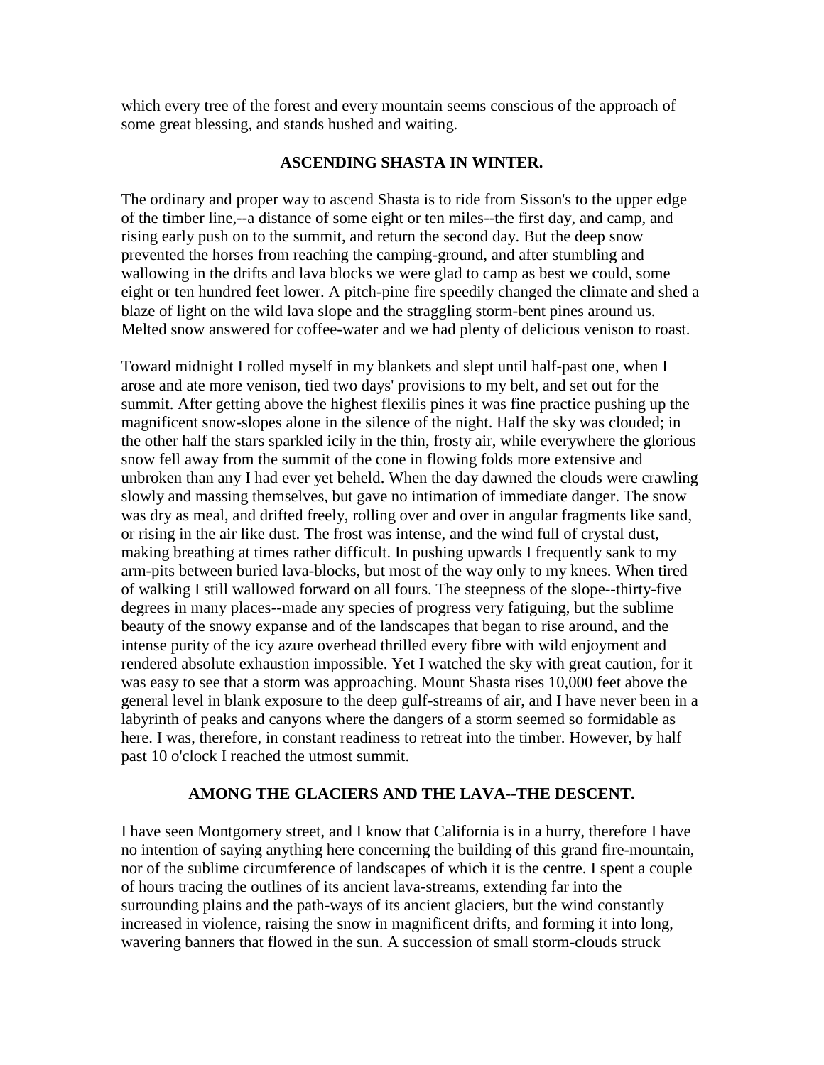which every tree of the forest and every mountain seems conscious of the approach of some great blessing, and stands hushed and waiting.

## ASCENDING SHASTA IN WINTER.

The ordinary and proper way to ascend Shasta is to ride from Sisson's to the upper edge of the timber line,--a distance of some eight or ten miles--the first day, and camp, and rising early push on to the summit, and return the second day. But the deep snow prevented the horses from reaching the camping-ground, and after stumbling and wallowing in the drifts and lava blocks we were glad to camp as best we could, some eight or ten hundred feet lower. A pitch-pine fire speedily changed the climate and shed a blaze of light on the wild lava slope and the straggling storm-bent pines around us. Melted snow answered for coffee-water and we had plenty of delicious venison to roast.

Toward midnight I rolled myself in my blankets and slept until half-past one, when I arose and ate more venison, tied two days' provisions to my belt, and set out for the summit. After getting above the highest flexilis pines it was fine practice pushing up the magnificent snow-slopes alone in the silence of the night. Half the sky was clouded; in the other half the stars sparkled icily in the thin, frosty air, while everywhere the glorious snow fell away from the summit of the cone in flowing folds more extensive and unbroken than any I had ever yet beheld. When the day dawned the clouds were crawling slowly and massing themselves, but gave no intimation of immediate danger. The snow was dry as meal, and drifted freely, rolling over and over in angular fragments like sand, or rising in the air like dust. The frost was intense, and the wind full of crystal dust, making breathing at times rather difficult. In pushing upwards I frequently sank to my arm-pits between buried lava-blocks, but most of the way only to my knees. When tired of walking I still wallowed forward on all fours. The steepness of the slope--thirty-five degrees in many places--made any species of progress very fatiguing, but the sublime beauty of the snowy expanse and of the landscapes that began to rise around, and the intense purity of the icy azure overhead thrilled every fibre with wild enjoyment and rendered absolute exhaustion impossible. Yet I watched the sky with great caution, for it was easy to see that a storm was approaching. Mount Shasta rises 10,000 feet above the general level in blank exposure to the deep gulf-streams of air, and I have never been in a labyrinth of peaks and canyons where the dangers of a storm seemed so formidable as here. I was, therefore, in constant readiness to retreat into the timber. However, by half past 10 o'clock I reached the utmost summit.

## AMONG THE GLACIERS AND THE LAVA--THE DESCENT.

I have seen Montgomery street, and I know that California is in a hurry, therefore I have no intention of saying anything here concerning the building of this grand fire-mountain, nor of the sublime circumference of landscapes of which it is the centre. I spent a couple of hours tracing the outlines of its ancient lava-streams, extending far into the surrounding plains and the path-ways of its ancient glaciers, but the wind constantly increased in violence, raising the snow in magnificent drifts, and forming it into long, wavering banners that flowed in the sun. A succession of small storm-clouds struck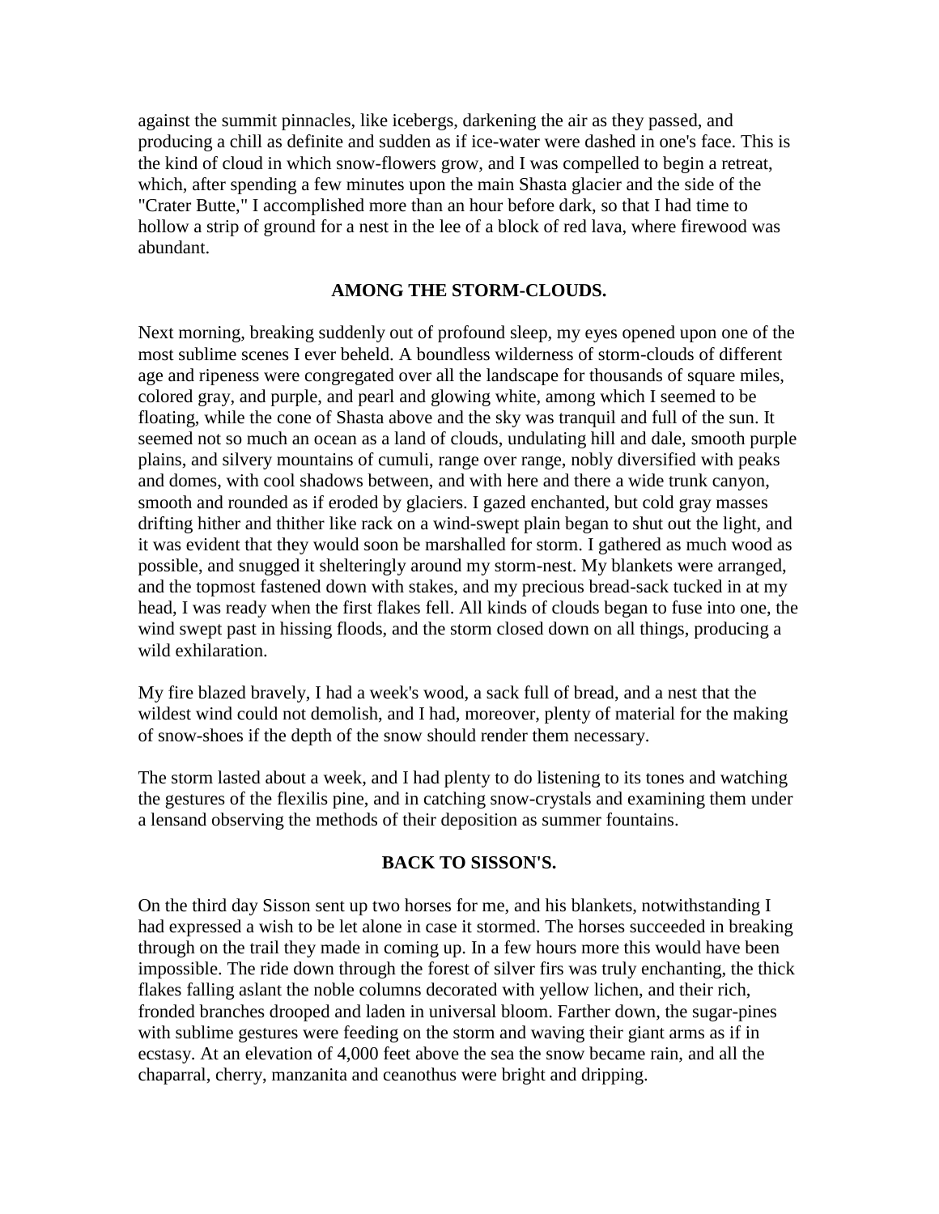against the summit pinnacles, like icebergs, darkening the air as they passed, and producing a chill as definite and sudden as if ice-water were dashed in one's face. This is the kind of cloud in which snow-flowers grow, and I was compelled to begin a retreat, which, after spending a few minutes upon the main Shasta glacier and the side of the "Crater Butte," I accomplished more than an hour before dark, so that I had time to hollow a strip of ground for a nest in the lee of a block of red lava, where firewood was abundant.

## AMONG THE STORM-CLOUDS.

Next morning, breaking suddenly out of profound sleep, my eyes opened upon one of the most sublime scenes I ever beheld. A boundless wilderness of storm-clouds of different age and ripeness were congregated over all the landscape for thousands of square miles, colored gray, and purple, and pearl and glowing white, among which I seemed to be floating, while the cone of Shasta above and the sky was tranquil and full of the sun. It seemed not so much an ocean as a land of clouds, undulating hill and dale, smooth purple plains, and silvery mountains of cumuli, range over range, nobly diversified with peaks and domes, with cool shadows between, and with here and there a wide trunk canyon, smooth and rounded as if eroded by glaciers. I gazed enchanted, but cold gray masses drifting hither and thither like rack on a wind-swept plain began to shut out the light, and it was evident that they would soon be marshalled for storm. I gathered as much wood as possible, and snugged it shelteringly around my storm-nest. My blankets were arranged, and the topmost fastened down with stakes, and my precious bread-sack tucked in at my head, I was ready when the first flakes fell. All kinds of clouds began to fuse into one, the wind swept past in hissing floods, and the storm closed down on all things, producing a wild exhilaration.

My fire blazed bravely, I had a week's wood, a sack full of bread, and a nest that the wildest wind could not demolish, and I had, moreover, plenty of material for the making of snow-shoes if the depth of the snow should render them necessary.

The storm lasted about a week, and I had plenty to do listening to its tones and watching the gestures of the flexilis pine, and in catching snow-crystals and examining them under a lensand observing the methods of their deposition as summer fountains.

## BACK TO SISSON'S.

On the third day Sisson sent up two horses for me, and his blankets, notwithstanding I had expressed a wish to be let alone in case it stormed. The horses succeeded in breaking through on the trail they made in coming up. In a few hours more this would have been impossible. The ride down through the forest of silver firs was truly enchanting, the thick flakes falling aslant the noble columns decorated with yellow lichen, and their rich, fronded branches drooped and laden in universal bloom. Farther down, the sugar-pines with sublime gestures were feeding on the storm and waving their giant arms as if in ecstasy. At an elevation of 4,000 feet above the sea the snow became rain, and all the chaparral, cherry, manzanita and ceanothus were bright and dripping.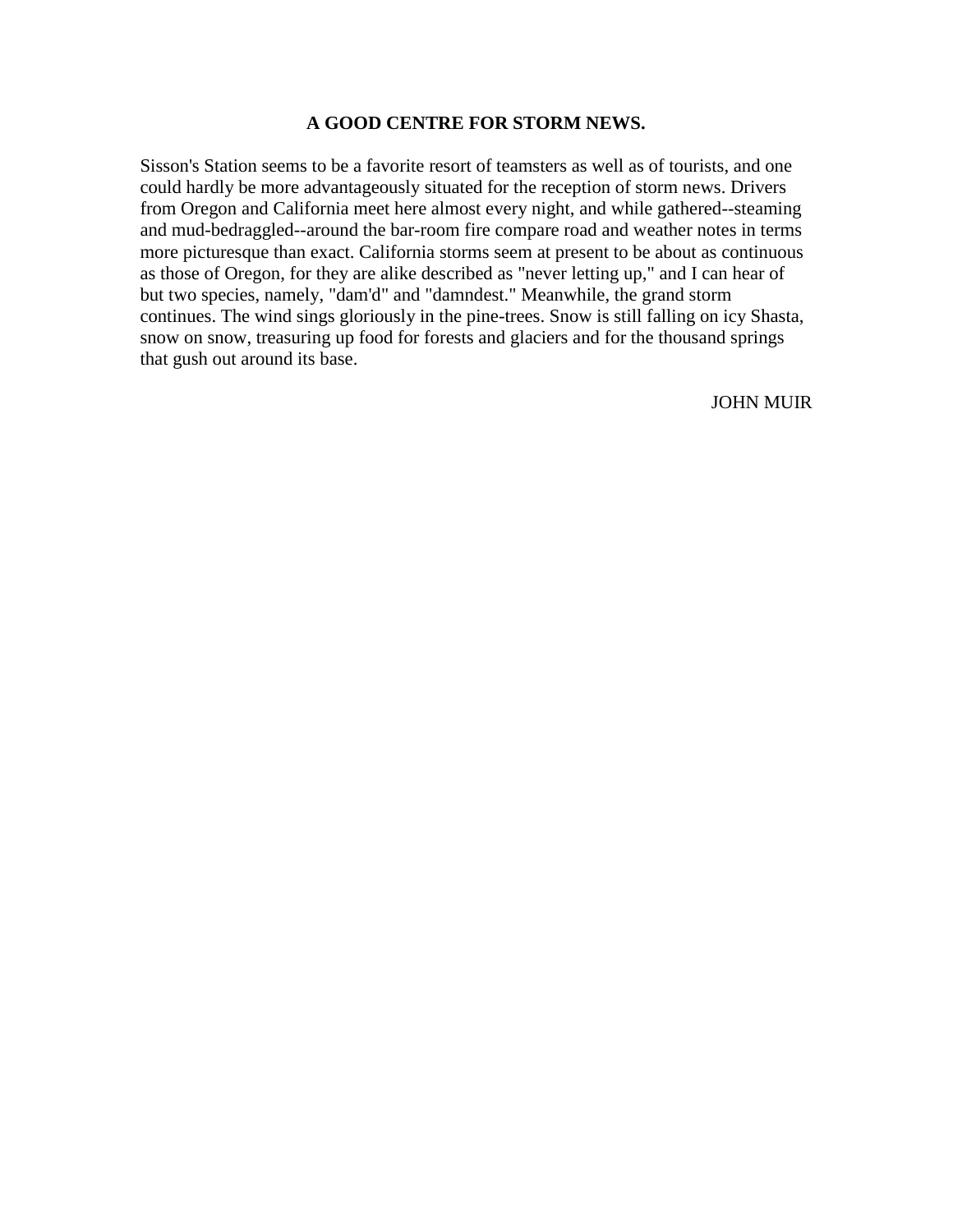## A GOOD CENTRE FOR STORM NEWS.

Sisson's Station seems to be a favorite resort of teamsters as well as of tourists, and one could hardly be more advantageously situated for the reception of storm news. Drivers from Oregon and California meet here almost every night, and while gathered--steaming and mud-bedraggled--around the bar-room fire compare road and weather notes in terms more picturesque than exact. California storms seem at present to be about as continuous as those of Oregon, for they are alike described as "never letting up," and I can hear of but two species, namely, "dam'd" and "damndest." Meanwhile, the grand storm continues. The wind sings gloriously in the pine-trees. Snow is still falling on icy Shasta, snow on snow, treasuring up food for forests and glaciers and for the thousand springs that gush out around its base.

JOHN MUIR